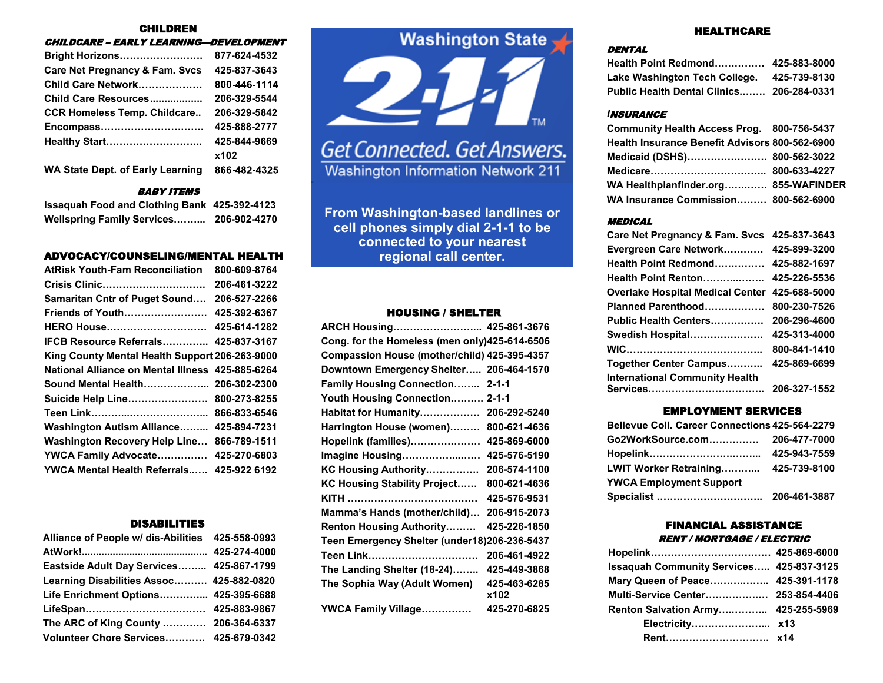## CHILDREN

### *CHILDCARE – EARLY LEARNING—DEVELOPMENT*

| | |
|---|---|
| Bright Horizons……………………. | 877-624-4532 |
| Care Net Pregnancy & Fam. Svcs | 425-837-3643 |
| Child Care Network………………. | 800-446-1114 |
| Child Care Resources.................. | 206-329-5544 |
| CCR Homeless Temp. Childcare.. | 206-329-5842 |
| Encompass…………………………. | 425-888-2777 |
| Healthy Start……………………….. | 425-844-9669 x102 |
| WA State Dept. of Early Learning | 866-482-4325 |

### *BABY ITEMS*

| | |
|---|---|
| Issaquah Food and Clothing Bank | 425-392-4123 |
| Wellspring Family Services……... | 206-902-4270 |

## ADVOCACY/COUNSELING/MENTAL HEALTH

| | |
|---|---|
| AtRisk Youth-Fam Reconciliation | 800-609-8764 |
| Crisis Clinic…………………………. | 206-461-3222 |
| Samaritan Cntr of Puget Sound…. | 206-527-2266 |
| Friends of Youth……………………. | 425-392-6367 |
| HERO House………………………... | 425-614-1282 |
| IFCB Resource Referrals…………. | 425-837-3167 |
| King County Mental Health Support | 206-263-9000 |
| National Alliance on Mental Illness | 425-885-6264 |
| Sound Mental Health………………. | 206-302-2300 |
| Suicide Help Line…………………… | 800-273-8255 |
| Teen Link………..………………….. | 866-833-6546 |
| Washington Autism Alliance……... | 425-894-7231 |
| Washington Recovery Help Line… | 866-789-1511 |
| YWCA Family Advocate…………… | 425-270-6803 |
| YWCA Mental Health Referrals…... | 425-922 6192 |

## DISABILITIES

| | |
|---|---|
| Alliance of People w/ dis-Abilities | 425-558-0993 |
| AtWork!............................................. | 425-274-4000 |
| Eastside Adult Day Services……... | 425-867-1799 |
| Learning Disabilities Assoc………. | 425-882-0820 |
| Life Enrichment Options………….. | 425-395-6688 |
| LifeSpan……………………………… | 425-883-9867 |
| The ARC of King County …………. | 206-364-6337 |
| Volunteer Chore Services……….. | 425-679-0342 |

## Washington State 2-1-1

Get Connected. Get Answers.

Washington Information Network 211

From Washington-based landlines or cell phones simply dial 2-1-1 to be connected to your nearest regional call center.

## HOUSING / SHELTER

| | |
|---|---|
| ARCH Housing……………………... | 425-861-3676 |
| Cong. for the Homeless (men only) | 425-614-6506 |
| Compassion House (mother/child) | 425-395-4357 |
| Downtown Emergency Shelter….. | 206-464-1570 |
| Family Housing Connection…….. | 2-1-1 |
| Youth Housing Connection………. | 2-1-1 |
| Habitat for Humanity……………… | 206-292-5240 |
| Harrington House (women)……… | 800-621-4636 |
| Hopelink (families)………………… | 425-869-6000 |
| Imagine Housing…………………… | 425-576-5190 |
| KC Housing Authority……………. | 206-574-1100 |
| KC Housing Stability Project…… | 800-621-4636 |
| KITH ………………………………… | 425-576-9531 |
| Mamma's Hands (mother/child)… | 206-915-2073 |
| Renton Housing Authority……… | 425-226-1850 |
| Teen Emergency Shelter (under18) | 206-236-5437 |
| Teen Link…………………………… | 206-461-4922 |
| The Landing Shelter (18-24)…….. | 425-449-3868 |
| The Sophia Way (Adult Women) | 425-463-6285 x102 |
| YWCA Family Village…………… | 425-270-6825 |

## HEALTHCARE

### *DENTAL*

| | |
|---|---|
| Health Point Redmond…………… | 425-883-8000 |
| Lake Washington Tech College. | 425-739-8130 |
| Public Health Dental Clinics…….. | 206-284-0331 |

### *INSURANCE*

| | |
|---|---|
| Community Health Access Prog. | 800-756-5437 |
| Health Insurance Benefit Advisors | 800-562-6900 |
| Medicaid (DSHS)…………………… | 800-562-3022 |
| Medicare……………………………. | 800-633-4227 |
| WA Healthplanfinder.org…………. | 855-WAFINDER |
| WA Insurance Commission……… | 800-562-6900 |

### *MEDICAL*

| | |
|---|---|
| Care Net Pregnancy & Fam. Svcs | 425-837-3643 |
| Evergreen Care Network………… | 425-899-3200 |
| Health Point Redmond…………… | 425-882-1697 |
| Health Point Renton……….……. | 425-226-5536 |
| Overlake Hospital Medical Center | 425-688-5000 |
| Planned Parenthood……………… | 800-230-7526 |
| Public Health Centers……………. | 206-296-4600 |
| Swedish Hospital…………………. | 425-313-4000 |
| WIC…………………………………. | 800-841-1410 |
| Together Center Campus……….. | 425-869-6699 |
| International Community Health Services……………………………. | 206-327-1552 |

## EMPLOYMENT SERVICES

| | |
|---|---|
| Bellevue Coll. Career Connections | 425-564-2279 |
| Go2WorkSource.com…………… | 206-477-7000 |
| Hopelink……………………..…….. | 425-943-7559 |
| LWIT Worker Retraining……….. | 425-739-8100 |
| YWCA Employment Support Specialist …………………………. | 206-461-3887 |

## FINANCIAL ASSISTANCE

### *RENT / MORTGAGE / ELECTRIC*

| | |
|---|---|
| Hopelink……………………………… | 425-869-6000 |
| Issaquah Community Services….. | 425-837-3125 |
| Mary Queen of Peace……………. | 425-391-1178 |
| Multi-Service Center……………… | 253-854-4406 |
| Renton Salvation Army………….. | 425-255-5969 |
| Electricity…………………... | x13 |
| Rent………………………… | x14 |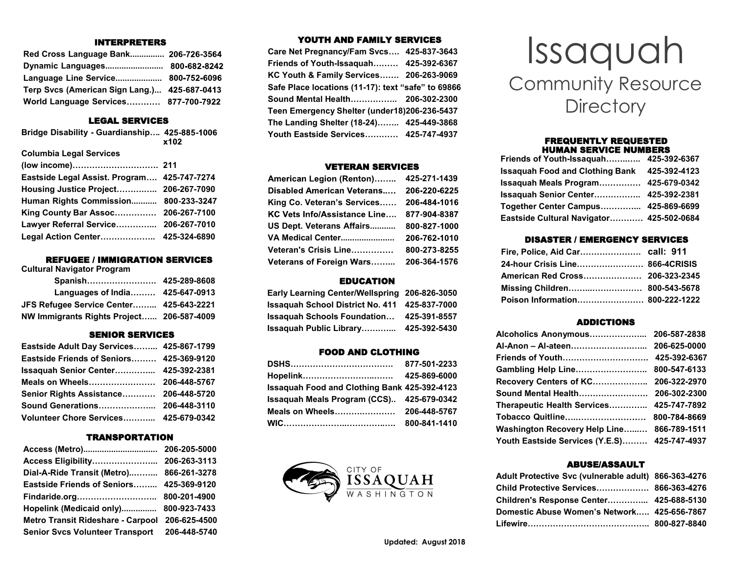# Issaquah

## Community Resource Directory

### FREQUENTLY REQUESTED HUMAN SERVICE NUMBERS

| | |
|---|---|
| Friends of Youth-Issaquah | 425-392-6367 |
| Issaquah Food and Clothing Bank | 425-392-4123 |
| Issaquah Meals Program | 425-679-0342 |
| Issaquah Senior Center | 425-392-2381 |
| Together Center Campus | 425-869-6699 |
| Eastside Cultural Navigator | 425-502-0684 |

### DISASTER / EMERGENCY SERVICES

| | |
|---|---|
| Fire, Police, Aid Car | call: 911 |
| 24-hour Crisis Line | 866-4CRISIS |
| American Red Cross | 206-323-2345 |
| Missing Children | 800-543-5678 |
| Poison Information | 800-222-1222 |

### ADDICTIONS

| | |
|---|---|
| Alcoholics Anonymous | 206-587-2838 |
| Al-Anon – Al-ateen | 206-625-0000 |
| Friends of Youth | 425-392-6367 |
| Gambling Help Line | 800-547-6133 |
| Recovery Centers of KC | 206-322-2970 |
| Sound Mental Health | 206-302-2300 |
| Therapeutic Health Services | 425-747-7892 |
| Tobacco Quitline | 800-784-8669 |
| Washington Recovery Help Line | 866-789-1511 |
| Youth Eastside Services (Y.E.S) | 425-747-4937 |

### ABUSE/ASSAULT

| | |
|---|---|
| Adult Protective Svc (vulnerable adult) | 866-363-4276 |
| Child Protective Services | 866-363-4276 |
| Children's Response Center | 425-688-5130 |
| Domestic Abuse Women's Network | 425-656-7867 |
| Lifewire | 800-827-8840 |

### INTERPRETERS

| | |
|---|---|
| Red Cross Language Bank | 206-726-3564 |
| Dynamic Languages | 800-682-8242 |
| Language Line Service | 800-752-6096 |
| Terp Svcs (American Sign Lang.) | 425-687-0413 |
| World Language Services | 877-700-7922 |

### LEGAL SERVICES

| | |
|---|---|
| Bridge Disability - Guardianship | 425-885-1006 x102 |
| Columbia Legal Services (low income) | 211 |
| Eastside Legal Assist. Program | 425-747-7274 |
| Housing Justice Project | 206-267-7090 |
| Human Rights Commission | 800-233-3247 |
| King County Bar Assoc | 206-267-7100 |
| Lawyer Referral Service | 206-267-7010 |
| Legal Action Center | 425-324-6890 |

### REFUGEE / IMMIGRATION SERVICES

| | |
|---|---|
| Cultural Navigator Program | |
| Spanish | 425-289-8608 |
| Languages of India | 425-647-0913 |
| JFS Refugee Service Center | 425-643-2221 |
| NW Immigrants Rights Project | 206-587-4009 |

### SENIOR SERVICES

| | |
|---|---|
| Eastside Adult Day Services | 425-867-1799 |
| Eastside Friends of Seniors | 425-369-9120 |
| Issaquah Senior Center | 425-392-2381 |
| Meals on Wheels | 206-448-5767 |
| Senior Rights Assistance | 206-448-5720 |
| Sound Generations | 206-448-3110 |
| Volunteer Chore Services | 425-679-0342 |

### TRANSPORTATION

| | |
|---|---|
| Access (Metro) | 206-205-5000 |
| Access Eligibility | 206-263-3113 |
| Dial-A-Ride Transit (Metro) | 866-261-3278 |
| Eastside Friends of Seniors | 425-369-9120 |
| Findaride.org | 800-201-4900 |
| Hopelink (Medicaid only) | 800-923-7433 |
| Metro Transit Rideshare - Carpool | 206-625-4500 |
| Senior Svcs Volunteer Transport | 206-448-5740 |

### YOUTH AND FAMILY SERVICES

| | |
|---|---|
| Care Net Pregnancy/Fam Svcs | 425-837-3643 |
| Friends of Youth-Issaquah | 425-392-6367 |
| KC Youth & Family Services | 206-263-9069 |
| Safe Place locations (11-17): text "safe" to 69866 | |
| Sound Mental Health | 206-302-2300 |
| Teen Emergency Shelter (under18) | 206-236-5437 |
| The Landing Shelter (18-24) | 425-449-3868 |
| Youth Eastside Services | 425-747-4937 |

### VETERAN SERVICES

| | |
|---|---|
| American Legion (Renton) | 425-271-1439 |
| Disabled American Veterans | 206-220-6225 |
| King Co. Veteran's Services | 206-484-1016 |
| KC Vets Info/Assistance Line | 877-904-8387 |
| US Dept. Veterans Affairs | 800-827-1000 |
| VA Medical Center | 206-762-1010 |
| Veteran's Crisis Line | 800-273-8255 |
| Veterans of Foreign Wars | 206-364-1576 |

### EDUCATION

| | |
|---|---|
| Early Learning Center/Wellspring | 206-826-3050 |
| Issaquah School District No. 411 | 425-837-7000 |
| Issaquah Schools Foundation | 425-391-8557 |
| Issaquah Public Library | 425-392-5430 |

### FOOD AND CLOTHING

| | |
|---|---|
| DSHS | 877-501-2233 |
| Hopelink | 425-869-6000 |
| Issaquah Food and Clothing Bank | 425-392-4123 |
| Issaquah Meals Program (CCS) | 425-679-0342 |
| Meals on Wheels | 206-448-5767 |
| WIC | 800-841-1410 |

CITY OF ISSAQUAH WASHINGTON

Updated: August 2018